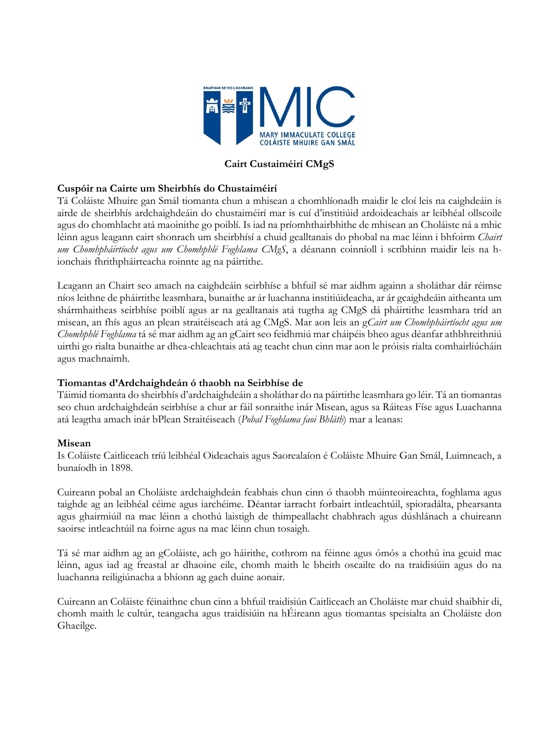**Cairt Custaiméirí CMgS**

### Cuspóir na Cairte um Sheirbhís do Chustaiméirí

Tá Coláiste Mhuire gan Smál tiomanta chun a mhisean a chomhlíonadh maidir le cloí leis na caighdeáin is airde de sheirbhís ardchaighdeáin do chustaiméirí mar is cuí d'institiúid ardoideachais ar leibhéal ollscoile agus do chomhlacht atá maoinithe go poiblí. Is iad na príomhthairbhithe de mhisean an Choláiste ná a mhic léinn agus leagann cairt shonrach um sheirbhísí a chuid gealltanais do phobal na mac léinn i bhfoirm *Chairt um Chomhpháirtíocht agus um Chomhphlé Foghlama CMgS*, a déanann coinníoll i scríbhinn maidir leis na h-ionchais fhrithpháirteacha roinnte ag na páirtithe.

Leagann an Chairt seo amach na caighdeáin seirbhíse a bhfuil sé mar aidhm againn a sholáthar dár réimse níos leithne de pháirtithe leasmhara, bunaithe ar ár luachanna institiúideacha, ar ár gcaighdeáin aitheanta um shármhaitheas seirbhíse poiblí agus ar na gealltanais atá tugtha ag CMgS dá páirtithe leasmhara tríd an misean, an fhís agus an plean straitéiseach atá ag CMgS. Mar aon leis an g*Cairt um Chomhpháirtíocht agus um Chomhphlé Foghlama* tá sé mar aidhm ag an gCairt seo feidhmiú mar cháipéis bheo agus déanfar athbhreithniú uirthi go rialta bunaithe ar dhea-chleachtais atá ag teacht chun cinn mar aon le próisis rialta comhairliúcháin agus machnaimh.

### Tiomantas d'Ardchaighdeán ó thaobh na Seirbhíse de

Táimid tiomanta do sheirbhís d'ardchaighdeáin a sholáthar do na páirtithe leasmhara go léir. Tá an tiomantas seo chun ardchaighdeán seirbhíse a chur ar fáil sonraithe inár Misean, agus sa Ráiteas Físe agus Luachanna atá leagtha amach inár bPlean Straitéiseach (*Pobal Foghlama faoi Bhláth*) mar a leanas:

### Misean

Is Coláiste Caitliceach tríú leibhéal Oideachais agus Saorealaíon é Coláiste Mhuire Gan Smál, Luimneach, a bunaíodh in 1898.

Cuireann pobal an Choláiste ardchaighdeán feabhais chun cinn ó thaobh múinteoireachta, foghlama agus taighde ag an leibhéal céime agus iarchéime. Déantar iarracht forbairt intleachtúil, spioradálta, phearsanta agus ghairmiúil na mac léinn a chothú laistigh de thimpeallacht chabhrach agus dúshlánach a chuireann saoirse intleachtúil na foirne agus na mac léinn chun tosaigh.

Tá sé mar aidhm ag an gColáiste, ach go háirithe, cothrom na féinne agus ómós a chothú ina gcuid mac léinn, agus iad ag freastal ar dhaoine eile, chomh maith le bheith oscailte do na traidisiúin agus do na luachanna reiligiúnacha a bhíonn ag gach duine aonair.

Cuireann an Coláiste féinaithne chun cinn a bhfuil traidisiún Caitliceach an Choláiste mar chuid shaibhir di, chomh maith le cultúr, teangacha agus traidisiúin na hÉireann agus tiomantas speisialta an Choláiste don Ghaeilge.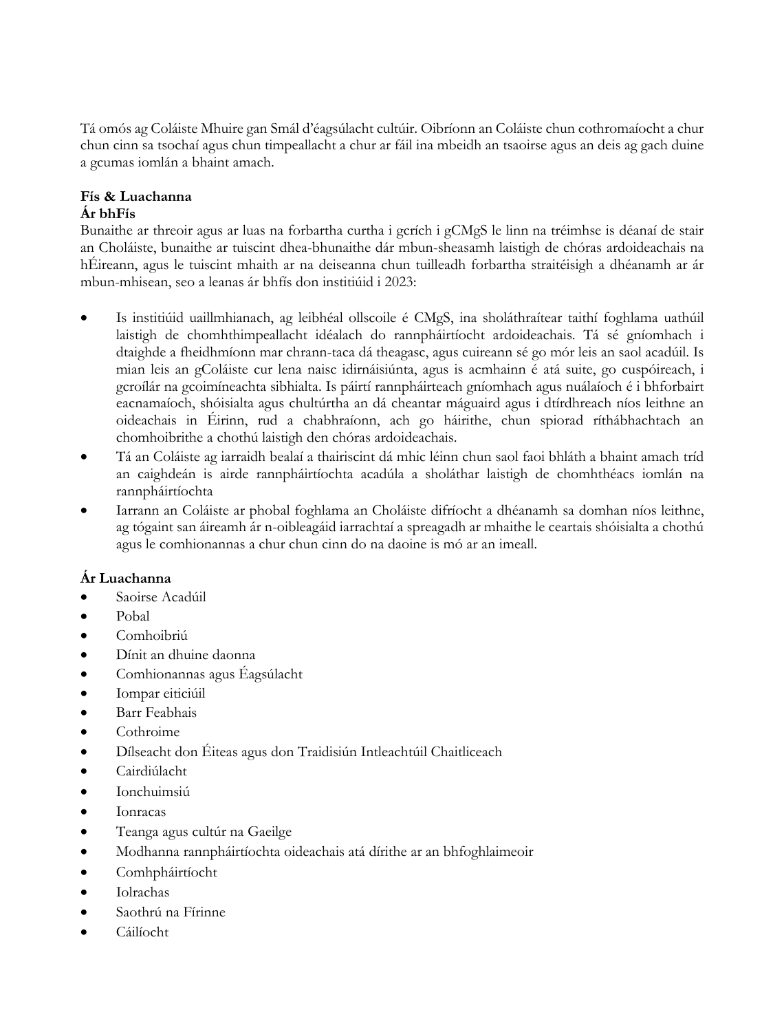Tá omós ag Coláiste Mhuire gan Smál d'éagsúlacht cultúir. Oibríonn an Coláiste chun cothromaíocht a chur chun cinn sa tsochaí agus chun timpeallacht a chur ar fáil ina mbeidh an tsaoirse agus an deis ag gach duine a gcumas iomlán a bhaint amach.

**Fís & Luachanna**

**Ár bhFís**

Bunaithe ar threoir agus ar luas na forbartha curtha i gcrích i gCMgS le linn na tréimhse is déanaí de stair an Choláiste, bunaithe ar tuiscint dhea-bhunaithe dár mbun-sheasamh laistigh de chóras ardoideachais na hÉireann, agus le tuiscint mhaith ar na deiseanna chun tuilleadh forbartha straitéisigh a dhéanamh ar ár mbun-mhisean, seo a leanas ár bhfís don institiúid i 2023:

- Is institiúid uaillmhianach, ag leibhéal ollscoile é CMgS, ina sholáthraítear taithí foghlama uathúil laistigh de chomhthimpeallacht idéalach do rannpháirtíocht ardoideachais. Tá sé gníomhach i dtaighde a fheidhmíonn mar chrann-taca dá theagasc, agus cuireann sé go mór leis an saol acadúil. Is mian leis an gColáiste cur lena naisc idirnáisiúnta, agus is acmhainn é atá suite, go cuspóireach, i gcroílár na gcoimíneachta sibhialta. Is páirtí rannpháirteach gníomhach agus nuálaíoch é i bhforbairt eacnamaíoch, shóisialta agus chultúrtha an dá cheantar máguaird agus i dtírdhreach níos leithne an oideachais in Éirinn, rud a chabhraíonn, ach go háirithe, chun spiorad ríthábhachtach an chomhoibrithe a chothú laistigh den chóras ardoideachais.
- Tá an Coláiste ag iarraidh bealaí a thairiscint dá mhic léinn chun saol faoi bhláth a bhaint amach tríd an caighdeán is airde rannpháirtíochta acadúla a sholáthar laistigh de chomhthéacs iomlán na rannpháirtíochta
- Iarrann an Coláiste ar phobal foghlama an Choláiste difríocht a dhéanamh sa domhan níos leithne, ag tógaint san áireamh ár n-oibleagáid iarrachtaí a spreagadh ar mhaithe le ceartais shóisialta a chothú agus le comhionannas a chur chun cinn do na daoine is mó ar an imeall.

**Ár Luachanna**

- Saoirse Acadúil
- Pobal
- Comhoibriú
- Dínit an dhuine daonna
- Comhionannas agus Éagsúlacht
- Iompar eiticiúil
- Barr Feabhais
- Cothroime
- Dílseacht don Éiteas agus don Traidisiún Intleachtúil Chaitliceach
- Cairdiúlacht
- Ionchuimsiú
- Ionracas
- Teanga agus cultúr na Gaeilge
- Modhanna rannpháirtíochta oideachais atá dírithe ar an bhfoghlaimeoir
- Comhpháirtíocht
- Iolrachas
- Saothrú na Fírinne
- Cáilíocht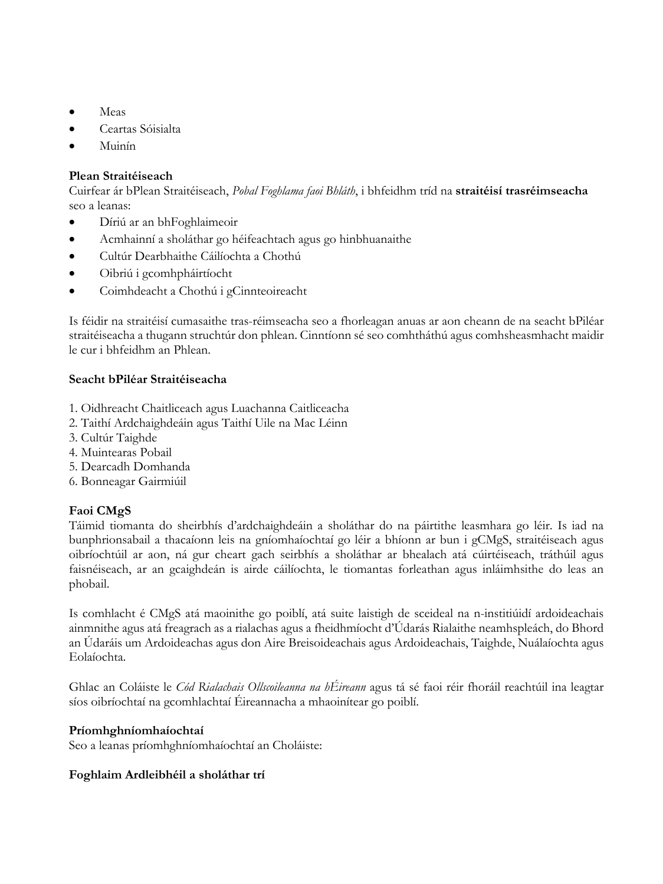- Meas
- Ceartas Sóisialta
- Muinín

**Plean Straitéiseach**
Cuirfear ár bPlean Straitéiseach, *Pobal Foghlama faoi Bhláth*, i bhfeidhm tríd na **straitéisí trasréimseacha** seo a leanas:

- Díriú ar an bhFoghlaimeoir
- Acmhainní a sholáthar go héifeachtach agus go hinbhuanaithe
- Cultúr Dearbhaithe Cáilíochta a Chothú
- Oibriú i gcomhpháirtíocht
- Coimhdeacht a Chothú i gCinnteoireacht

Is féidir na straitéisí cumasaithe tras-réimseacha seo a fhorleagan anuas ar aon cheann de na seacht bPiléar straitéiseacha a thugann struchtúr don phlean. Cinntíonn sé seo comhtháthú agus comhsheasmhacht maidir le cur i bhfeidhm an Phlean.

**Seacht bPiléar Straitéiseacha**

1. Oidhreacht Chaitliceach agus Luachanna Caitliceacha
2. Taithí Ardchaighdeáin agus Taithí Uile na Mac Léinn
3. Cultúr Taighde
4. Muintearas Pobail
5. Dearcadh Domhanda
6. Bonneagar Gairmiúil

**Faoi CMgS**
Táimid tiomanta do sheirbhís d'ardchaighdeáin a sholáthar do na páirtithe leasmhara go léir. Is iad na bunphrionsabail a thacaíonn leis na gníomhaíochtaí go léir a bhíonn ar bun i gCMgS, straitéiseach agus oibríochtúil ar aon, ná gur cheart gach seirbhís a sholáthar ar bhealach atá cúirtéiseach, tráthúil agus faisnéiseach, ar an gcaighdeán is airde cáilíochta, le tiomantas forleathan agus inláimhsithe do leas an phobail.

Is comhlacht é CMgS atá maoinithe go poiblí, atá suite laistigh de sceideal na n-institiúidí ardoideachais ainmnithe agus atá freagrach as a rialachas agus a fheidhmíocht d'Údarás Rialaithe neamhspleách, do Bhord an Údaráis um Ardoideachas agus don Aire Breisoideachais agus Ardoideachais, Taighde, Nuálaíochta agus Eolaíochta.

Ghlac an Coláiste le *Cód Rialachais Ollscoileanna na hÉireann* agus tá sé faoi réir fhoráil reachtúil ina leagtar síos oibríochtaí na gcomhlachtaí Éireannacha a mhaoinítear go poiblí.

**Príomhghníomhaíochtaí**
Seo a leanas príomhghníomhaíochtaí an Choláiste:

**Foghlaim Ardleibhéil a sholáthar trí**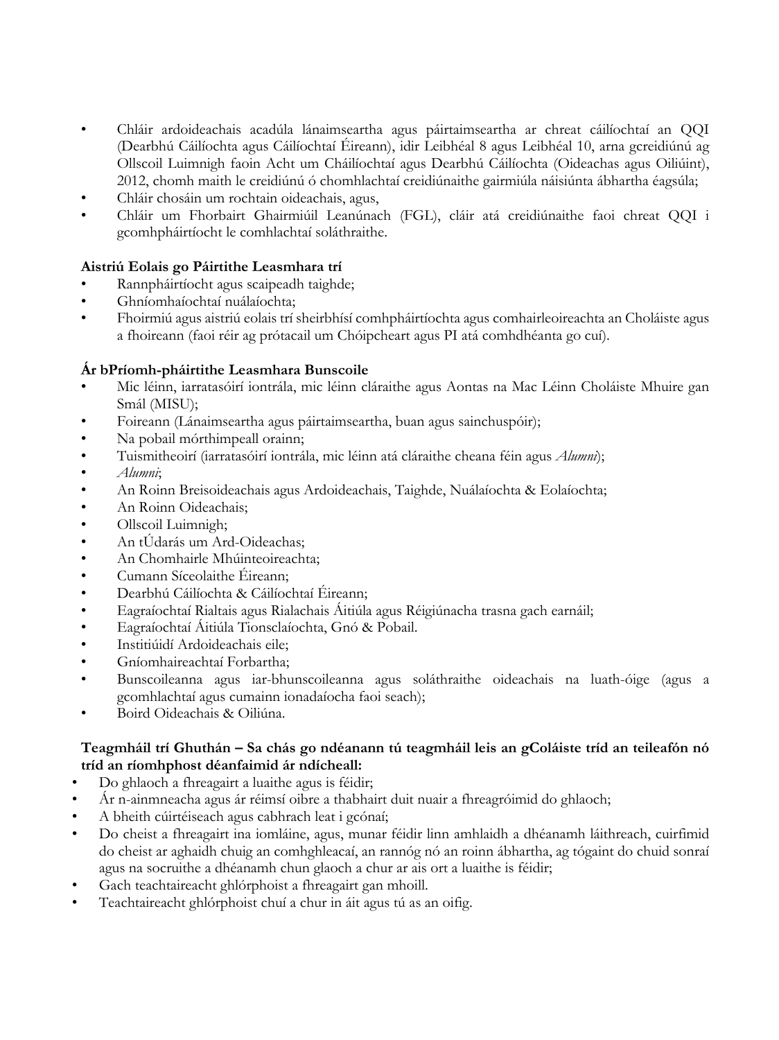- Chláir ardoideachais acadúla lánaimseartha agus páirtaimseartha ar chreat cáilíochtaí an QQI (Dearbhú Cáilíochta agus Cáilíochtaí Éireann), idir Leibhéal 8 agus Leibhéal 10, arna gcreidiúnú ag Ollscoil Luimnigh faoin Acht um Cháilíochtaí agus Dearbhú Cáilíochta (Oideachas agus Oiliúint), 2012, chomh maith le creidiúnú ó chomhlachtaí creidiúnaithe gairmiúla náisiúnta ábhartha éagsúla;
- Chláir chosáin um rochtain oideachais, agus,
- Chláir um Fhorbairt Ghairmiúil Leanúnach (FGL), cláir atá creidiúnaithe faoi chreat QQI i gcomhpháirtíocht le comhlachtaí soláthraithe.

**Aistriú Eolais go Páirtithe Leasmhara trí**

- Rannpháirtíocht agus scaipeadh taighde;
- Ghníomhaíochtaí nuálaíochta;
- Fhoirmiú agus aistriú eolais trí sheirbhísí comhpháirtíochta agus comhairleoireachta an Choláiste agus a fhoireann (faoi réir ag prótacail um Chóipcheart agus PI atá comhdhéanta go cuí).

**Ár bPríomh-pháirtithe Leasmhara Bunscoile**

- Mic léinn, iarratasóirí iontrála, mic léinn cláraithe agus Aontas na Mac Léinn Choláiste Mhuire gan Smál (MISU);
- Foireann (Lánaimseartha agus páirtaimseartha, buan agus sainchuspóir);
- Na pobail mórthimpeall orainn;
- Tuismitheoirí (iarratasóirí iontrála, mic léinn atá cláraithe cheana féin agus *Alumni*);
- *Alumni*;
- An Roinn Breisoideachais agus Ardoideachais, Taighde, Nuálaíochta & Eolaíochta;
- An Roinn Oideachais;
- Ollscoil Luimnigh;
- An tÚdarás um Ard-Oideachas;
- An Chomhairle Mhúinteoireachta;
- Cumann Síceolaithe Éireann;
- Dearbhú Cáilíochta & Cáilíochtaí Éireann;
- Eagraíochtaí Rialtais agus Rialachais Áitiúla agus Réigiúnacha trasna gach earnáil;
- Eagraíochtaí Áitiúla Tionsclaíochta, Gnó & Pobail.
- Institiúidí Ardoideachais eile;
- Gníomhaireachtaí Forbartha;
- Bunscoileanna agus iar-bhunscoileanna agus soláthraithe oideachais na luath-óige (agus a gcomhlachtaí agus cumainn ionadaíocha faoi seach);
- Boird Oideachais & Oiliúna.

**Teagmháil trí Ghuthán – Sa chás go ndéanann tú teagmháil leis an gColáiste tríd an teileafón nó tríd an ríomhphost déanfaimid ár ndícheall:**

- Do ghlaoch a fhreagairt a luaithe agus is féidir;
- Ár n-ainmneacha agus ár réimsí oibre a thabhairt duit nuair a fhreagróimid do ghlaoch;
- A bheith cúirtéiseach agus cabhrach leat i gcónaí;
- Do cheist a fhreagairt ina iomláine, agus, munar féidir linn amhlaidh a dhéanamh láithreach, cuirfimid do cheist ar aghaidh chuig an comhghleacaí, an rannóg nó an roinn ábhartha, ag tógaint do chuid sonraí agus na socruithe a dhéanamh chun glaoch a chur ar ais ort a luaithe is féidir;
- Gach teachtaireacht ghlórphoist a fhreagairt gan mhoill.
- Teachtaireacht ghlórphoist chuí a chur in áit agus tú as an oifig.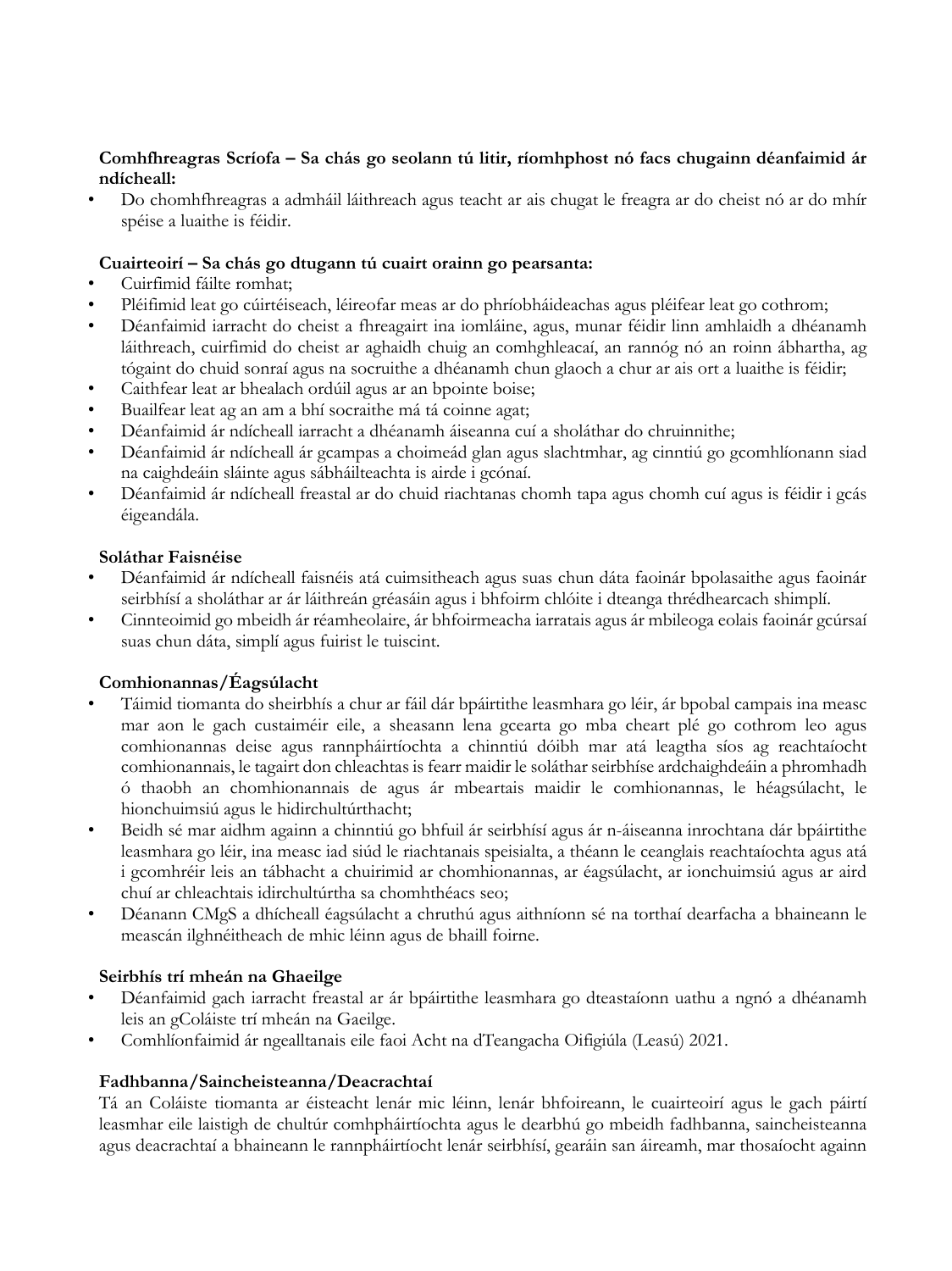**Comhfhreagras Scríofa – Sa chás go seolann tú litir, ríomhphost nó facs chugainn déanfaimid ár ndícheall:**

- Do chomhfhreagras a admháil láithreach agus teacht ar ais chugat le freagra ar do cheist nó ar do mhír spéise a luaithe is féidir.

**Cuairteoirí – Sa chás go dtugann tú cuairt orainn go pearsanta:**

- Cuirfimid fáilte romhat;
- Pléifimid leat go cúirtéiseach, léireofar meas ar do phríobháideachas agus pléifear leat go cothrom;
- Déanfaimid iarracht do cheist a fhreagairt ina iomláine, agus, munar féidir linn amhlaidh a dhéanamh láithreach, cuirfimid do cheist ar aghaidh chuig an comhghleacaí, an rannóg nó an roinn ábhartha, ag tógaint do chuid sonraí agus na socruithe a dhéanamh chun glaoch a chur ar ais ort a luaithe is féidir;
- Caithfear leat ar bhealach ordúil agus ar an bpointe boise;
- Buailfear leat ag an am a bhí socraithe má tá coinne agat;
- Déanfaimid ár ndícheall iarracht a dhéanamh áiseanna cuí a sholáthar do chruinnithe;
- Déanfaimid ár ndícheall ár gcampas a choimeád glan agus slachtmhar, ag cinntiú go gcomhlíonann siad na caighdeáin sláinte agus sábháilteachta is airde i gcónaí.
- Déanfaimid ár ndícheall freastal ar do chuid riachtanas chomh tapa agus chomh cuí agus is féidir i gcás éigeandála.

**Soláthar Faisnéise**

- Déanfaimid ár ndícheall faisnéis atá cuimsitheach agus suas chun dáta faoinár bpolasaithe agus faoinár seirbhísí a sholáthar ar ár láithreán gréasáin agus i bhfoirm chlóite i dteanga thrédhearcach shimplí.
- Cinnteoimid go mbeidh ár réamheolaire, ár bhfoirmeacha iarratais agus ár mbileoga eolais faoinár gcúrsaí suas chun dáta, simplí agus fuirist le tuiscint.

**Comhionannas/Éagsúlacht**

- Táimid tiomanta do sheirbhís a chur ar fáil dár bpáirtithe leasmhara go léir, ár bpobal campais ina measc mar aon le gach custaiméir eile, a sheasann lena gcearta go mba cheart plé go cothrom leo agus comhionannas deise agus rannpháirtíochta a chinntiú dóibh mar atá leagtha síos ag reachtaíocht comhionannais, le tagairt don chleachtas is fearr maidir le soláthar seirbhíse ardchaighdeáin a phromhadh ó thaobh an chomhionannais de agus ár mbeartais maidir le comhionannas, le héagsúlacht, le hionchuimsiú agus le hidirchultúrthacht;
- Beidh sé mar aidhm againn a chinntiú go bhfuil ár seirbhísí agus ár n-áiseanna inrochtana dár bpáirtithe leasmhara go léir, ina measc iad siúd le riachtanais speisialta, a théann le ceanglais reachtaíochta agus atá i gcomhréir leis an tábhacht a chuirimid ar chomhionannas, ar éagsúlacht, ar ionchuimsiú agus ar aird chuí ar chleachtais idirchultúrtha sa chomhthéacs seo;
- Déanann CMgS a dhícheall éagsúlacht a chruthú agus aithníonn sé na torthaí dearfacha a bhaineann le meascán ilghnéitheach de mhic léinn agus de bhaill foirne.

**Seirbhís trí mheán na Ghaeilge**

- Déanfaimid gach iarracht freastal ar ár bpáirtithe leasmhara go dteastaíonn uathu a ngnó a dhéanamh leis an gColáiste trí mheán na Gaeilge.
- Comhlíonfaimid ár ngeallltanais eile faoi Acht na dTeangacha Oifigiúla (Leasú) 2021.

**Fadhbanna/Saincheisteanna/Deacrachtaí**

Tá an Coláiste tiomanta ar éisteacht lenár mic léinn, lenár bhfoireann, le cuairteoirí agus le gach páirtí leasmhar eile laistigh de chultúr comhpháirtíochta agus le dearbhú go mbeidh fadhbanna, saincheisteanna agus deacrachtaí a bhaineann le rannpháirtíocht lenár seirbhísí, gearáin san áireamh, mar thosaíocht againn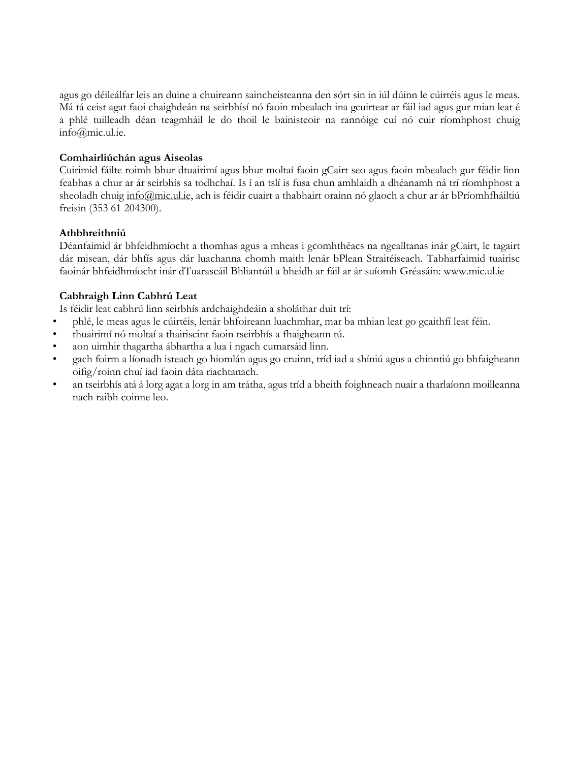agus go déileálfar leis an duine a chuireann saincheisteanna den sórt sin in iúl dúinn le cúirtéis agus le meas. Má tá ceist agat faoi chaighdeán na seirbhísí nó faoin mbealach ina gcuirtear ar fáil iad agus gur mian leat é a phlé tuilleadh déan teagmháil le do thoil le bainisteoir na rannóige cuí nó cuir ríomhphost chuig info@mic.ul.ie.

**Comhairliúchán agus Aiseolas**

Cuirimid fáilte roimh bhur dtuairimí agus bhur moltaí faoin gCairt seo agus faoin mbealach gur féidir linn feabhas a chur ar ár seirbhís sa todhchaí. Is í an tslí is fusa chun amhlaidh a dhéanamh ná trí ríomhphost a sheoladh chuig info@mic.ul.ie, ach is féidir cuairt a thabhairt orainn nó glaoch a chur ar ár bPríomhfháiltiú freisin (353 61 204300).

**Athbhreithniú**

Déanfaimid ár bhfeidhmíocht a thomhas agus a mheas i gcomhthéacs na ngealltanas inár gCairt, le tagairt dár misean, dár bhfís agus dár luachanna chomh maith lenár bPlean Straitéiseach. Tabharfaimid tuairisc faoinár bhfeidhmíocht inár dTuarascáil Bhliantúil a bheidh ar fáil ar ár suíomh Gréasáin: www.mic.ul.ie

**Cabhraigh Linn Cabhrú Leat**

Is féidir leat cabhrú linn seirbhís ardchaighdeáin a sholáthar duit trí:

- phlé, le meas agus le cúirtéis, lenár bhfoireann luachmhar, mar ba mhian leat go gcaithfí leat féin.
- thuairimí nó moltaí a thairiscint faoin tseirbhís a fhaigheann tú.
- aon uimhir thagartha ábhartha a lua i ngach cumarsáid linn.
- gach foirm a líonadh isteach go hiomlán agus go cruinn, tríd iad a shíniú agus a chinntiú go bhfaigheann oifig/roinn chuí iad faoin dáta riachtanach.
- an tseirbhís atá á lorg agat a lorg in am trátha, agus tríd a bheith foighneach nuair a tharlaíonn moilleanna nach raibh coinne leo.